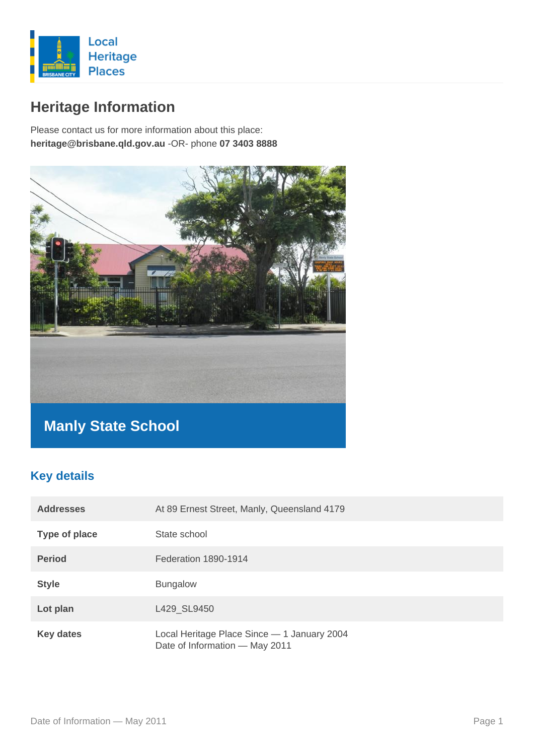Local Heritage Places

# Heritage Information

Please contact us for more information about this place:
**heritage@brisbane.qld.gov.au** -OR- phone **07 3403 8888**

## Manly State School

## Key details

| | |
|---|---|
| **Addresses** | At 89 Ernest Street, Manly, Queensland 4179 |
| **Type of place** | State school |
| **Period** | Federation 1890-1914 |
| **Style** | Bungalow |
| **Lot plan** | L429_SL9450 |
| **Key dates** | Local Heritage Place Since — 1 January 2004<br>Date of Information — May 2011 |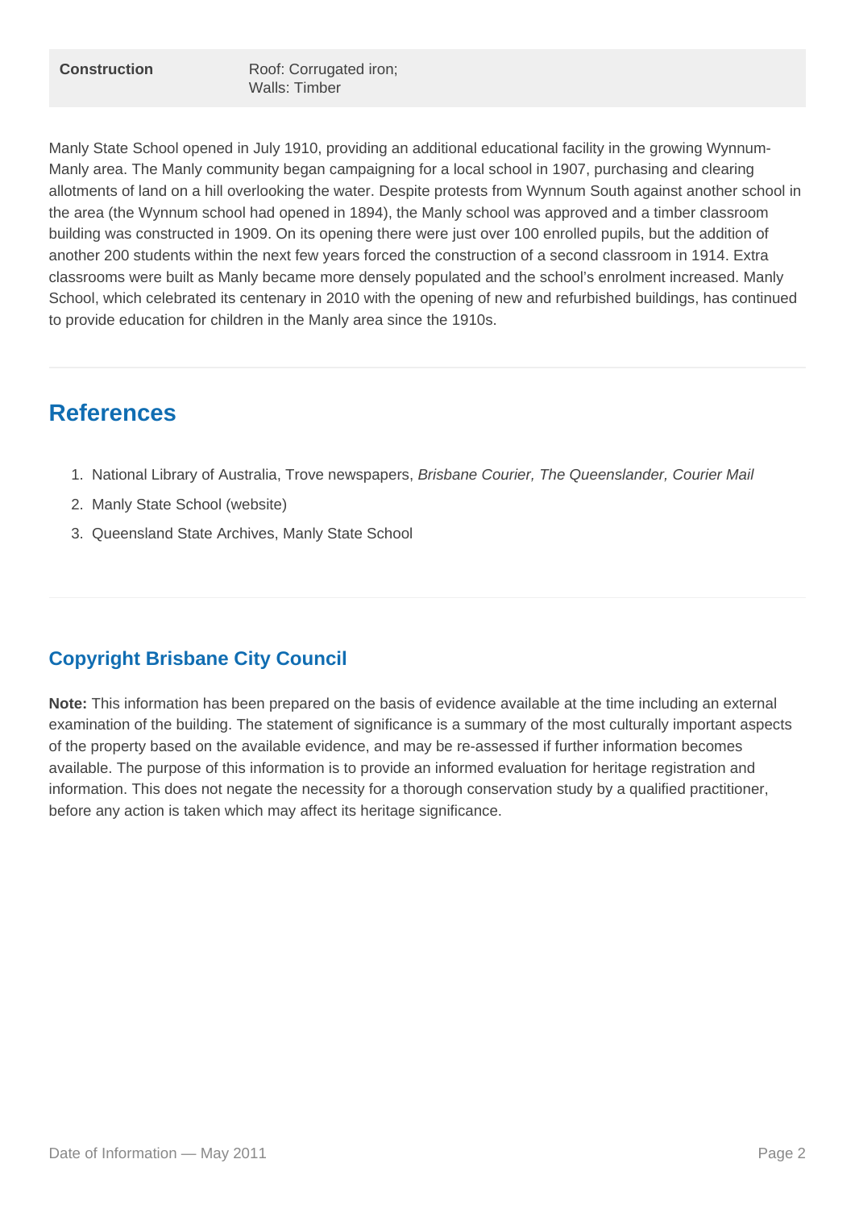| Construction | Roof: Corrugated iron;<br>Walls: Timber |
| --- | --- |

Manly State School opened in July 1910, providing an additional educational facility in the growing Wynnum-Manly area. The Manly community began campaigning for a local school in 1907, purchasing and clearing allotments of land on a hill overlooking the water. Despite protests from Wynnum South against another school in the area (the Wynnum school had opened in 1894), the Manly school was approved and a timber classroom building was constructed in 1909. On its opening there were just over 100 enrolled pupils, but the addition of another 200 students within the next few years forced the construction of a second classroom in 1914. Extra classrooms were built as Manly became more densely populated and the school's enrolment increased. Manly School, which celebrated its centenary in 2010 with the opening of new and refurbished buildings, has continued to provide education for children in the Manly area since the 1910s.

## References

1. National Library of Australia, Trove newspapers, *Brisbane Courier, The Queenslander, Courier Mail*
2. Manly State School (website)
3. Queensland State Archives, Manly State School

### Copyright Brisbane City Council

**Note:** This information has been prepared on the basis of evidence available at the time including an external examination of the building. The statement of significance is a summary of the most culturally important aspects of the property based on the available evidence, and may be re-assessed if further information becomes available. The purpose of this information is to provide an informed evaluation for heritage registration and information. This does not negate the necessity for a thorough conservation study by a qualified practitioner, before any action is taken which may affect its heritage significance.

Date of Information — May 2011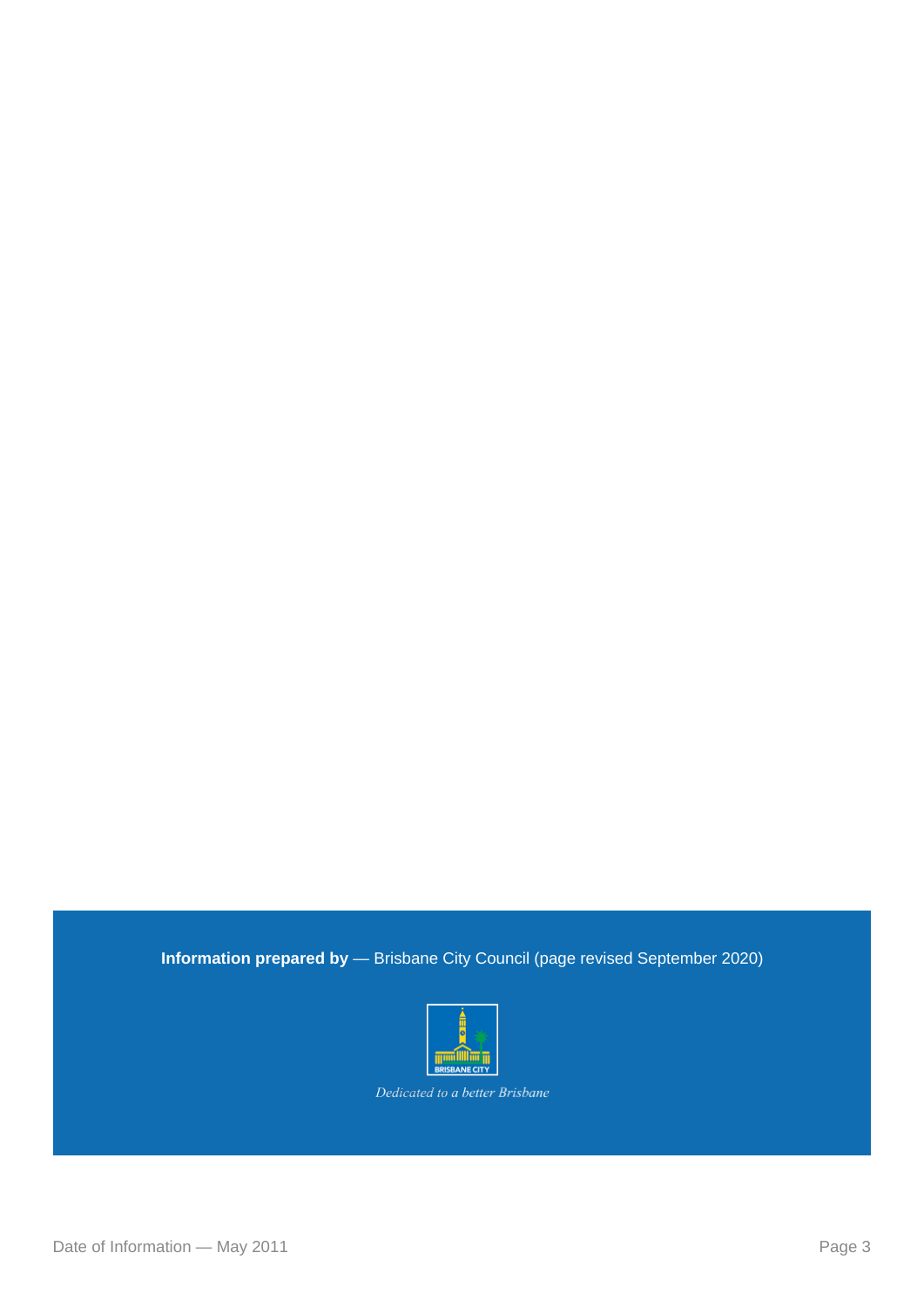**Information prepared by** — Brisbane City Council (page revised September 2020)

*Dedicated to a better Brisbane*